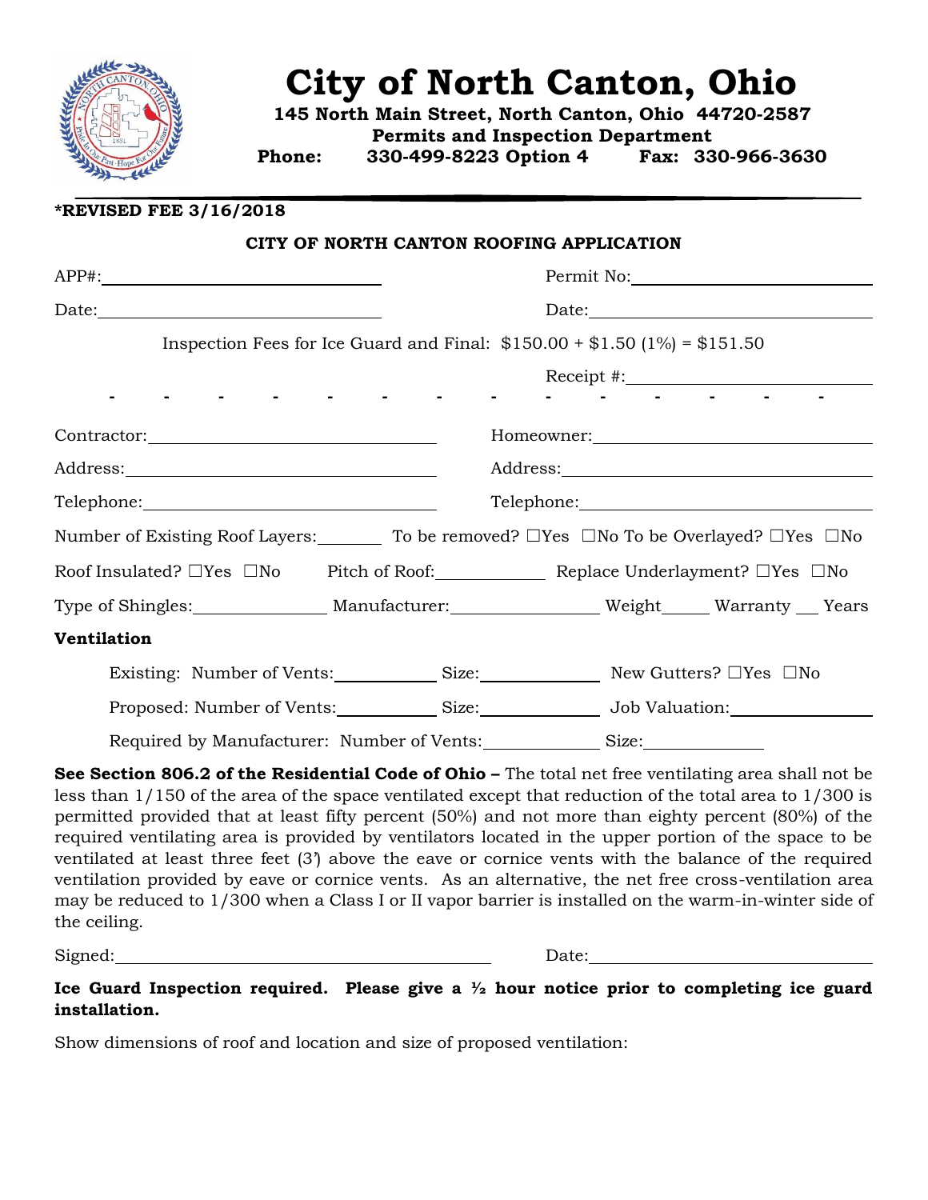# City of North Canton, Ohio

**145 North Main Street, North Canton, Ohio 44720-2587**
**Permits and Inspection Department**
**Phone: 330-499-8223 Option 4 Fax: 330-966-3630**

---

**\*REVISED FEE 3/16/2018**

## CITY OF NORTH CANTON ROOFING APPLICATION

APP#:______________________________ Permit No:______________________________

Date:______________________________ Date:______________________________

Inspection Fees for Ice Guard and Final: $150.00 + $1.50 (1%) = $151.50

Receipt #:______________________________

- - - - - - - - - - - - - - -

Contractor:______________________________ Homeowner:______________________________

Address:______________________________ Address:______________________________

Telephone:______________________________ Telephone:______________________________

Number of Existing Roof Layers:_______ To be removed? ☐Yes ☐No To be Overlayed? ☐Yes ☐No

Roof Insulated? ☐Yes ☐No Pitch of Roof:___________ Replace Underlayment? ☐Yes ☐No

Type of Shingles:______________ Manufacturer:________________ Weight_____ Warranty ___ Years

**Ventilation**

Existing: Number of Vents:___________ Size:_____________ New Gutters? ☐Yes ☐No

Proposed: Number of Vents:___________ Size:_____________ Job Valuation:________________

Required by Manufacturer: Number of Vents:_____________ Size:_____________

**See Section 806.2 of the Residential Code of Ohio –** The total net free ventilating area shall not be less than 1/150 of the area of the space ventilated except that reduction of the total area to 1/300 is permitted provided that at least fifty percent (50%) and not more than eighty percent (80%) of the required ventilating area is provided by ventilators located in the upper portion of the space to be ventilated at least three feet (3') above the eave or cornice vents with the balance of the required ventilation provided by eave or cornice vents. As an alternative, the net free cross-ventilation area may be reduced to 1/300 when a Class I or II vapor barrier is installed on the warm-in-winter side of the ceiling.

Signed:______________________________________ Date:______________________________

**Ice Guard Inspection required. Please give a ½ hour notice prior to completing ice guard installation.**

Show dimensions of roof and location and size of proposed ventilation: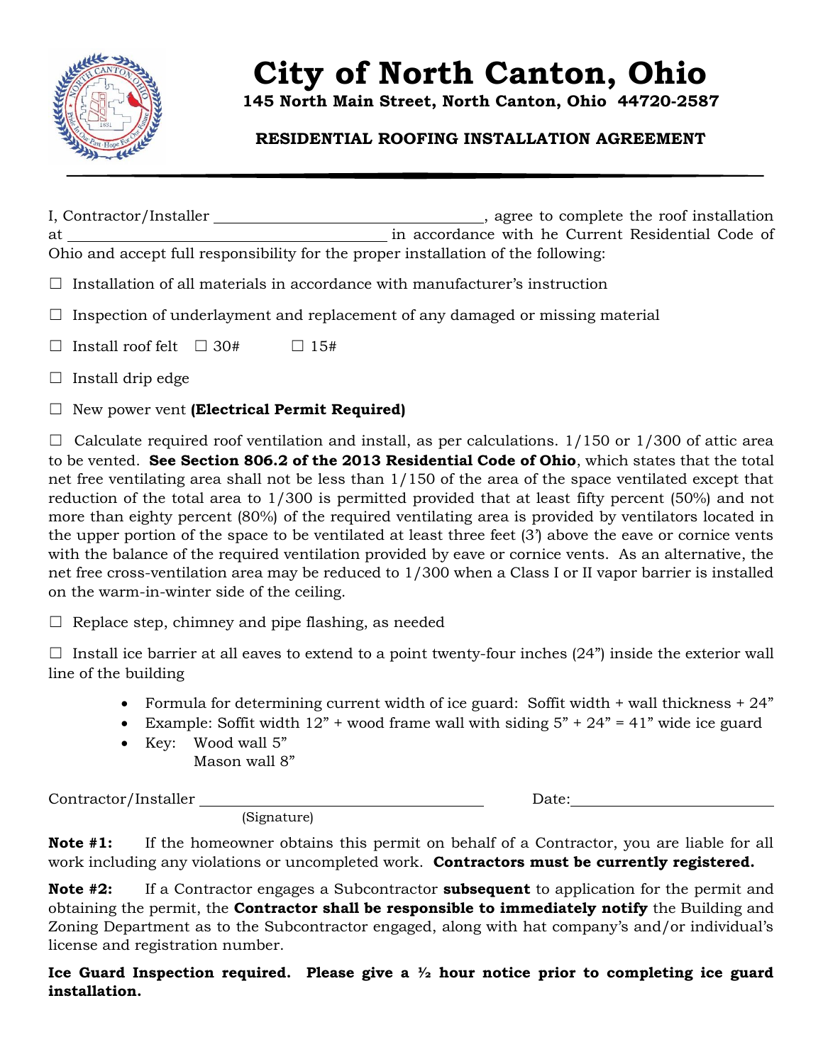# City of North Canton, Ohio

**145 North Main Street, North Canton, Ohio 44720-2587**

**RESIDENTIAL ROOFING INSTALLATION AGREEMENT**

---

I, Contractor/Installer ______________________________, agree to complete the roof installation at ______________________________ in accordance with he Current Residential Code of Ohio and accept full responsibility for the proper installation of the following:

☐ Installation of all materials in accordance with manufacturer's instruction

☐ Inspection of underlayment and replacement of any damaged or missing material

☐ Install roof felt ☐ 30# ☐ 15#

☐ Install drip edge

☐ New power vent **(Electrical Permit Required)**

☐ Calculate required roof ventilation and install, as per calculations. 1/150 or 1/300 of attic area to be vented. **See Section 806.2 of the 2013 Residential Code of Ohio**, which states that the total net free ventilating area shall not be less than 1/150 of the area of the space ventilated except that reduction of the total area to 1/300 is permitted provided that at least fifty percent (50%) and not more than eighty percent (80%) of the required ventilating area is provided by ventilators located in the upper portion of the space to be ventilated at least three feet (3') above the eave or cornice vents with the balance of the required ventilation provided by eave or cornice vents. As an alternative, the net free cross-ventilation area may be reduced to 1/300 when a Class I or II vapor barrier is installed on the warm-in-winter side of the ceiling.

☐ Replace step, chimney and pipe flashing, as needed

☐ Install ice barrier at all eaves to extend to a point twenty-four inches (24") inside the exterior wall line of the building

- Formula for determining current width of ice guard: Soffit width + wall thickness + 24"
- Example: Soffit width 12" + wood frame wall with siding 5" + 24" = 41" wide ice guard
- Key: Wood wall 5"
  Mason wall 8"

Contractor/Installer ______________________________ Date: ______________________
(Signature)

**Note #1:** If the homeowner obtains this permit on behalf of a Contractor, you are liable for all work including any violations or uncompleted work. **Contractors must be currently registered.**

**Note #2:** If a Contractor engages a Subcontractor **subsequent** to application for the permit and obtaining the permit, the **Contractor shall be responsible to immediately notify** the Building and Zoning Department as to the Subcontractor engaged, along with hat company's and/or individual's license and registration number.

**Ice Guard Inspection required. Please give a ½ hour notice prior to completing ice guard installation.**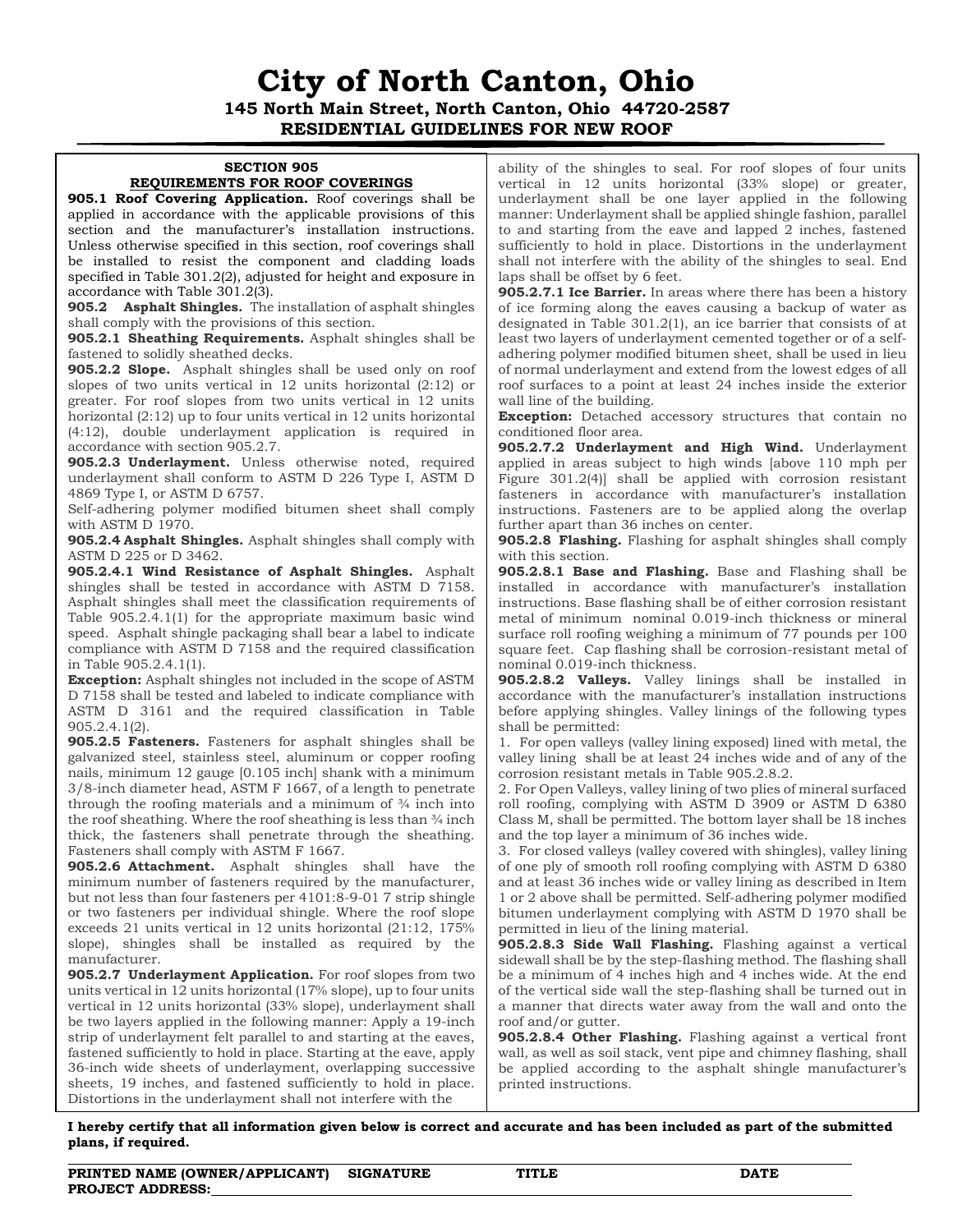# City of North Canton, Ohio

**145 North Main Street, North Canton, Ohio 44720-2587**

**RESIDENTIAL GUIDELINES FOR NEW ROOF**

## SECTION 905

### REQUIREMENTS FOR ROOF COVERINGS

**905.1 Roof Covering Application.** Roof coverings shall be applied in accordance with the applicable provisions of this section and the manufacturer's installation instructions. Unless otherwise specified in this section, roof coverings shall be installed to resist the component and cladding loads specified in Table 301.2(2), adjusted for height and exposure in accordance with Table 301.2(3).

**905.2 Asphalt Shingles.** The installation of asphalt shingles shall comply with the provisions of this section.

**905.2.1 Sheathing Requirements.** Asphalt shingles shall be fastened to solidly sheathed decks.

**905.2.2 Slope.** Asphalt shingles shall be used only on roof slopes of two units vertical in 12 units horizontal (2:12) or greater. For roof slopes from two units vertical in 12 units horizontal (2:12) up to four units vertical in 12 units horizontal (4:12), double underlayment application is required in accordance with section 905.2.7.

**905.2.3 Underlayment.** Unless otherwise noted, required underlayment shall conform to ASTM D 226 Type I, ASTM D 4869 Type I, or ASTM D 6757.

Self-adhering polymer modified bitumen sheet shall comply with ASTM D 1970.

**905.2.4 Asphalt Shingles.** Asphalt shingles shall comply with ASTM D 225 or D 3462.

**905.2.4.1 Wind Resistance of Asphalt Shingles.** Asphalt shingles shall be tested in accordance with ASTM D 7158. Asphalt shingles shall meet the classification requirements of Table 905.2.4.1(1) for the appropriate maximum basic wind speed. Asphalt shingle packaging shall bear a label to indicate compliance with ASTM D 7158 and the required classification in Table 905.2.4.1(1).

**Exception:** Asphalt shingles not included in the scope of ASTM D 7158 shall be tested and labeled to indicate compliance with ASTM D 3161 and the required classification in Table 905.2.4.1(2).

**905.2.5 Fasteners.** Fasteners for asphalt shingles shall be galvanized steel, stainless steel, aluminum or copper roofing nails, minimum 12 gauge [0.105 inch] shank with a minimum 3/8-inch diameter head, ASTM F 1667, of a length to penetrate through the roofing materials and a minimum of ¾ inch into the roof sheathing. Where the roof sheathing is less than ¾ inch thick, the fasteners shall penetrate through the sheathing. Fasteners shall comply with ASTM F 1667.

**905.2.6 Attachment.** Asphalt shingles shall have the minimum number of fasteners required by the manufacturer, but not less than four fasteners per 4101:8-9-01 7 strip shingle or two fasteners per individual shingle. Where the roof slope exceeds 21 units vertical in 12 units horizontal (21:12, 175% slope), shingles shall be installed as required by the manufacturer.

**905.2.7 Underlayment Application.** For roof slopes from two units vertical in 12 units horizontal (17% slope), up to four units vertical in 12 units horizontal (33% slope), underlayment shall be two layers applied in the following manner: Apply a 19-inch strip of underlayment felt parallel to and starting at the eaves, fastened sufficiently to hold in place. Starting at the eave, apply 36-inch wide sheets of underlayment, overlapping successive sheets, 19 inches, and fastened sufficiently to hold in place. Distortions in the underlayment shall not interfere with the ability of the shingles to seal. For roof slopes of four units vertical in 12 units horizontal (33% slope) or greater, underlayment shall be one layer applied in the following manner: Underlayment shall be applied shingle fashion, parallel to and starting from the eave and lapped 2 inches, fastened sufficiently to hold in place. Distortions in the underlayment shall not interfere with the ability of the shingles to seal. End laps shall be offset by 6 feet.

**905.2.7.1 Ice Barrier.** In areas where there has been a history of ice forming along the eaves causing a backup of water as designated in Table 301.2(1), an ice barrier that consists of at least two layers of underlayment cemented together or of a self-adhering polymer modified bitumen sheet, shall be used in lieu of normal underlayment and extend from the lowest edges of all roof surfaces to a point at least 24 inches inside the exterior wall line of the building.

**Exception:** Detached accessory structures that contain no conditioned floor area.

**905.2.7.2 Underlayment and High Wind.** Underlayment applied in areas subject to high winds [above 110 mph per Figure 301.2(4)] shall be applied with corrosion resistant fasteners in accordance with manufacturer's installation instructions. Fasteners are to be applied along the overlap further apart than 36 inches on center.

**905.2.8 Flashing.** Flashing for asphalt shingles shall comply with this section.

**905.2.8.1 Base and Flashing.** Base and Flashing shall be installed in accordance with manufacturer's installation instructions. Base flashing shall be of either corrosion resistant metal of minimum nominal 0.019-inch thickness or mineral surface roll roofing weighing a minimum of 77 pounds per 100 square feet. Cap flashing shall be corrosion-resistant metal of nominal 0.019-inch thickness.

**905.2.8.2 Valleys.** Valley linings shall be installed in accordance with the manufacturer's installation instructions before applying shingles. Valley linings of the following types shall be permitted:

1. For open valleys (valley lining exposed) lined with metal, the valley lining shall be at least 24 inches wide and of any of the corrosion resistant metals in Table 905.2.8.2.
2. For Open Valleys, valley lining of two plies of mineral surfaced roll roofing, complying with ASTM D 3909 or ASTM D 6380 Class M, shall be permitted. The bottom layer shall be 18 inches and the top layer a minimum of 36 inches wide.
3. For closed valleys (valley covered with shingles), valley lining of one ply of smooth roll roofing complying with ASTM D 6380 and at least 36 inches wide or valley lining as described in Item 1 or 2 above shall be permitted. Self-adhering polymer modified bitumen underlayment complying with ASTM D 1970 shall be permitted in lieu of the lining material.

**905.2.8.3 Side Wall Flashing.** Flashing against a vertical sidewall shall be by the step-flashing method. The flashing shall be a minimum of 4 inches high and 4 inches wide. At the end of the vertical side wall the step-flashing shall be turned out in a manner that directs water away from the wall and onto the roof and/or gutter.

**905.2.8.4 Other Flashing.** Flashing against a vertical front wall, as well as soil stack, vent pipe and chimney flashing, shall be applied according to the asphalt shingle manufacturer's printed instructions.

**I hereby certify that all information given below is correct and accurate and has been included as part of the submitted plans, if required.**

**PRINTED NAME (OWNER/APPLICANT)** **SIGNATURE** **TITLE** **DATE**

**PROJECT ADDRESS:**\_\_\_\_\_\_\_\_\_\_\_\_\_\_\_\_\_\_\_\_\_\_\_\_\_\_\_\_\_\_\_\_\_\_\_\_\_\_\_\_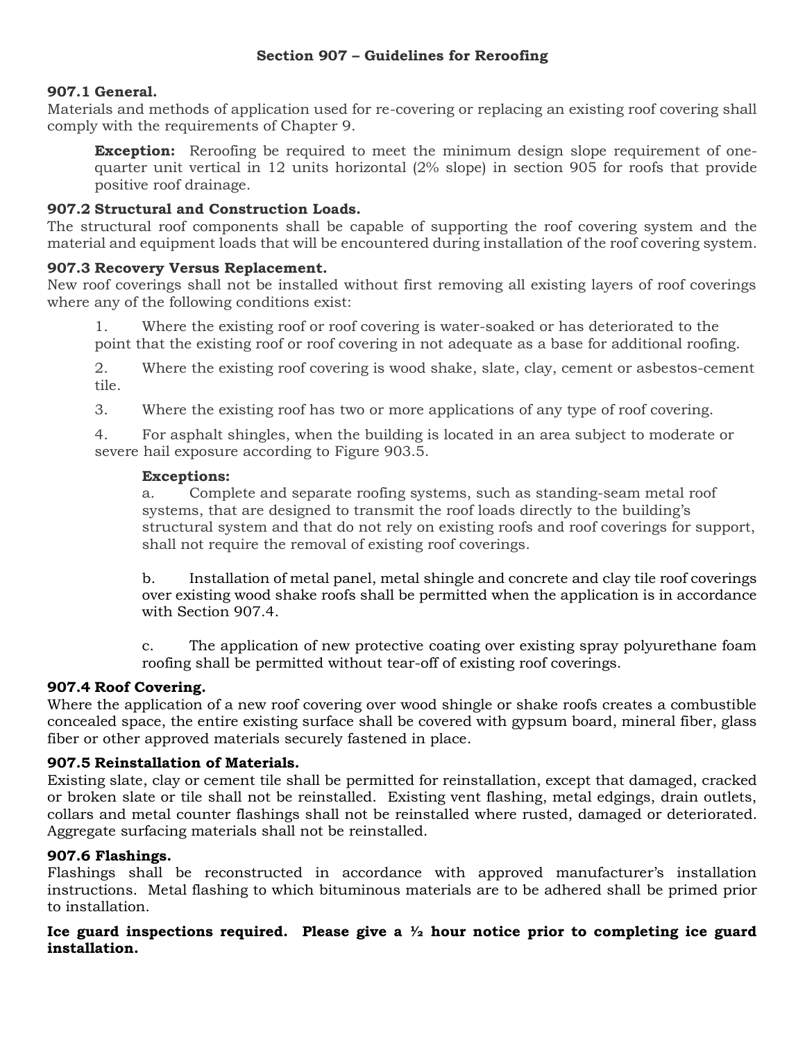## Section 907 – Guidelines for Reroofing

**907.1 General.**
Materials and methods of application used for re-covering or replacing an existing roof covering shall comply with the requirements of Chapter 9.

> **Exception:** Reroofing be required to meet the minimum design slope requirement of one-quarter unit vertical in 12 units horizontal (2% slope) in section 905 for roofs that provide positive roof drainage.

**907.2 Structural and Construction Loads.**
The structural roof components shall be capable of supporting the roof covering system and the material and equipment loads that will be encountered during installation of the roof covering system.

**907.3 Recovery Versus Replacement.**
New roof coverings shall not be installed without first removing all existing layers of roof coverings where any of the following conditions exist:

1. Where the existing roof or roof covering is water-soaked or has deteriorated to the point that the existing roof or roof covering in not adequate as a base for additional roofing.
2. Where the existing roof covering is wood shake, slate, clay, cement or asbestos-cement tile.
3. Where the existing roof has two or more applications of any type of roof covering.
4. For asphalt shingles, when the building is located in an area subject to moderate or severe hail exposure according to Figure 903.5.

**Exceptions:**

a. Complete and separate roofing systems, such as standing-seam metal roof systems, that are designed to transmit the roof loads directly to the building's structural system and that do not rely on existing roofs and roof coverings for support, shall not require the removal of existing roof coverings.

b. Installation of metal panel, metal shingle and concrete and clay tile roof coverings over existing wood shake roofs shall be permitted when the application is in accordance with Section 907.4.

c. The application of new protective coating over existing spray polyurethane foam roofing shall be permitted without tear-off of existing roof coverings.

**907.4 Roof Covering.**
Where the application of a new roof covering over wood shingle or shake roofs creates a combustible concealed space, the entire existing surface shall be covered with gypsum board, mineral fiber, glass fiber or other approved materials securely fastened in place.

**907.5 Reinstallation of Materials.**
Existing slate, clay or cement tile shall be permitted for reinstallation, except that damaged, cracked or broken slate or tile shall not be reinstalled. Existing vent flashing, metal edgings, drain outlets, collars and metal counter flashings shall not be reinstalled where rusted, damaged or deteriorated. Aggregate surfacing materials shall not be reinstalled.

**907.6 Flashings.**
Flashings shall be reconstructed in accordance with approved manufacturer's installation instructions. Metal flashing to which bituminous materials are to be adhered shall be primed prior to installation.

**Ice guard inspections required. Please give a ½ hour notice prior to completing ice guard installation.**